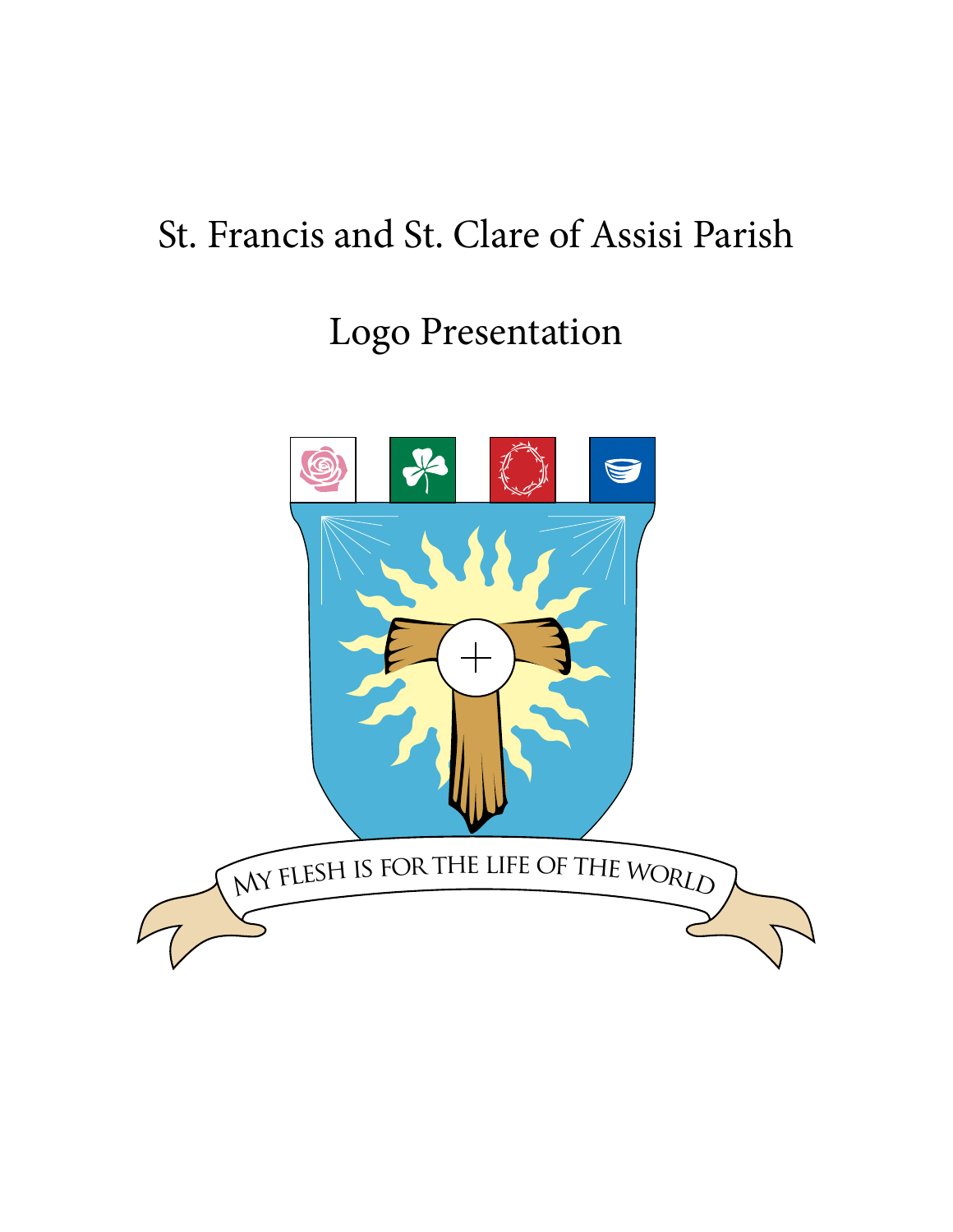# St. Francis and St. Clare of Assisi Parish

## Logo Presentation

MY FLESH IS FOR THE LIFE OF THE WORLD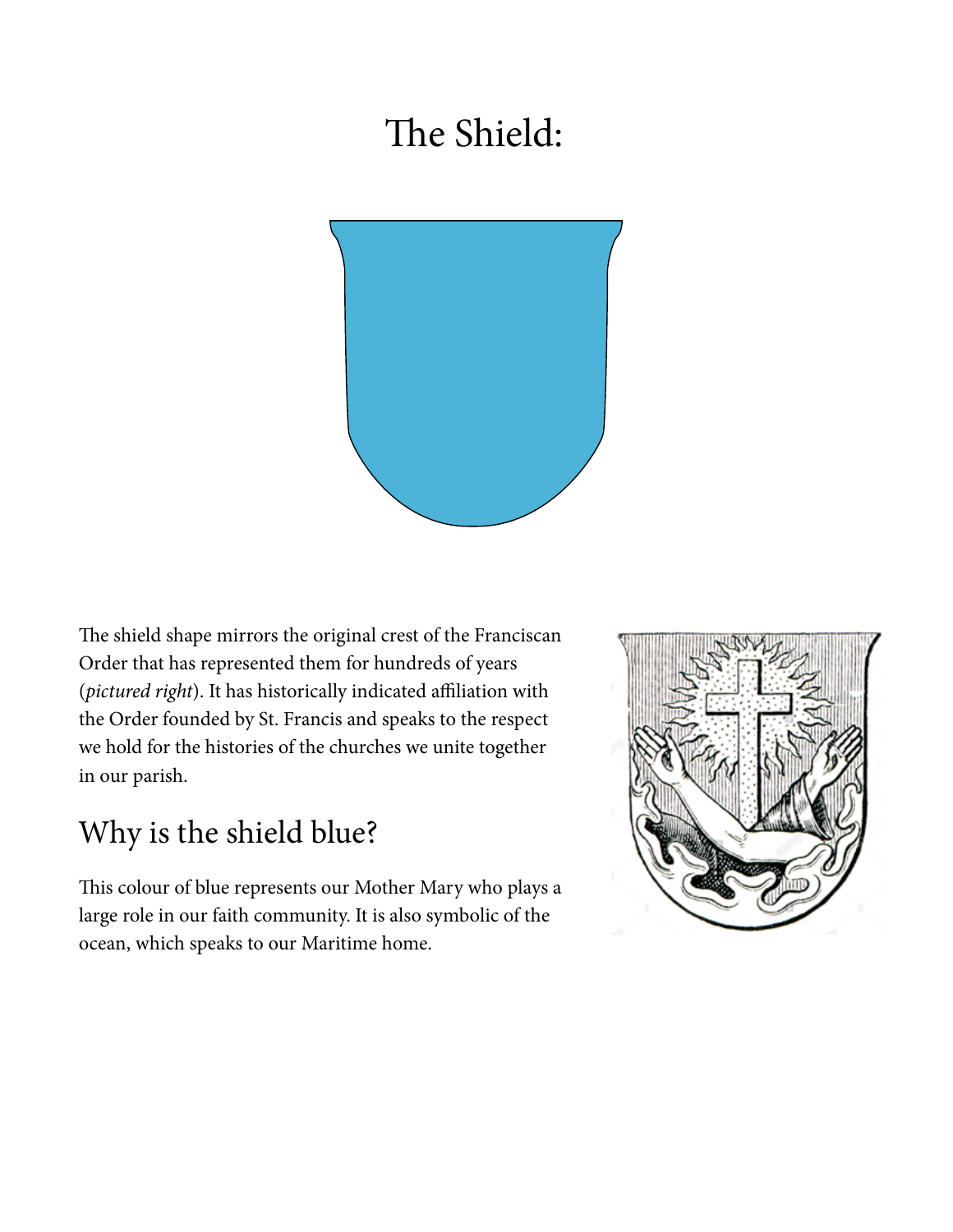# The Shield:

The shield shape mirrors the original crest of the Franciscan Order that has represented them for hundreds of years (*pictured right*). It has historically indicated affiliation with the Order founded by St. Francis and speaks to the respect we hold for the histories of the churches we unite together in our parish.

## Why is the shield blue?

This colour of blue represents our Mother Mary who plays a large role in our faith community. It is also symbolic of the ocean, which speaks to our Maritime home.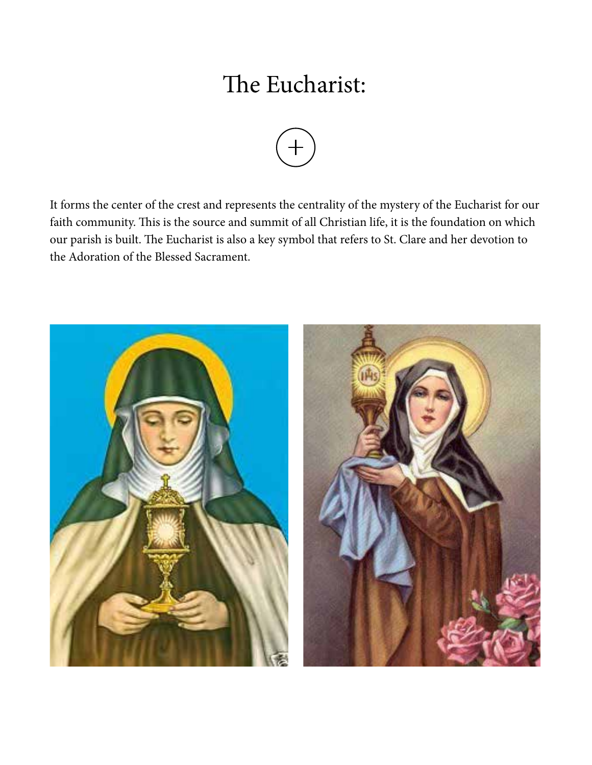# The Eucharist:

It forms the center of the crest and represents the centrality of the mystery of the Eucharist for our faith community. This is the source and summit of all Christian life, it is the foundation on which our parish is built. The Eucharist is also a key symbol that refers to St. Clare and her devotion to the Adoration of the Blessed Sacrament.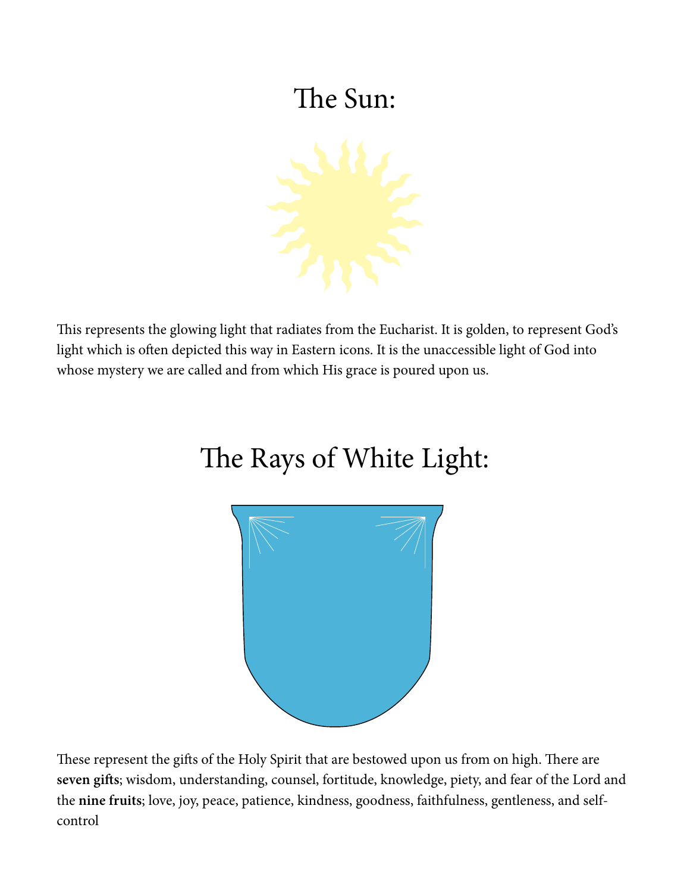# The Sun:

This represents the glowing light that radiates from the Eucharist. It is golden, to represent God's light which is often depicted this way in Eastern icons. It is the unaccessible light of God into whose mystery we are called and from which His grace is poured upon us.

# The Rays of White Light:

These represent the gifts of the Holy Spirit that are bestowed upon us from on high. There are **seven gifts**; wisdom, understanding, counsel, fortitude, knowledge, piety, and fear of the Lord and the **nine fruits**; love, joy, peace, patience, kindness, goodness, faithfulness, gentleness, and self-control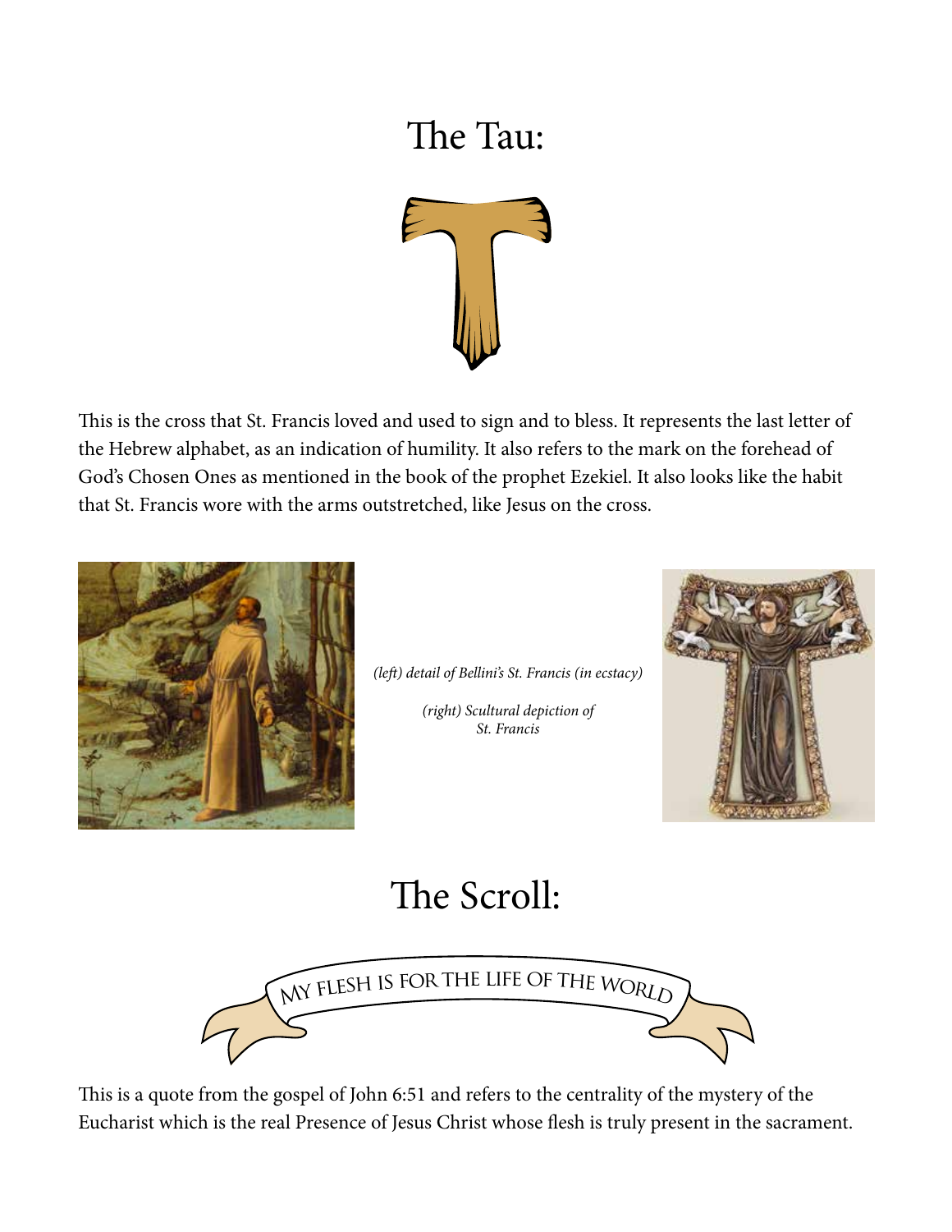# The Tau:

This is the cross that St. Francis loved and used to sign and to bless. It represents the last letter of the Hebrew alphabet, as an indication of humility. It also refers to the mark on the forehead of God's Chosen Ones as mentioned in the book of the prophet Ezekiel. It also looks like the habit that St. Francis wore with the arms outstretched, like Jesus on the cross.

*(left) detail of Bellini's St. Francis (in ecstacy)*

*(right) Scultural depiction of St. Francis*

# The Scroll:

MY FLESH IS FOR THE LIFE OF THE WORLD

This is a quote from the gospel of John 6:51 and refers to the centrality of the mystery of the Eucharist which is the real Presence of Jesus Christ whose flesh is truly present in the sacrament.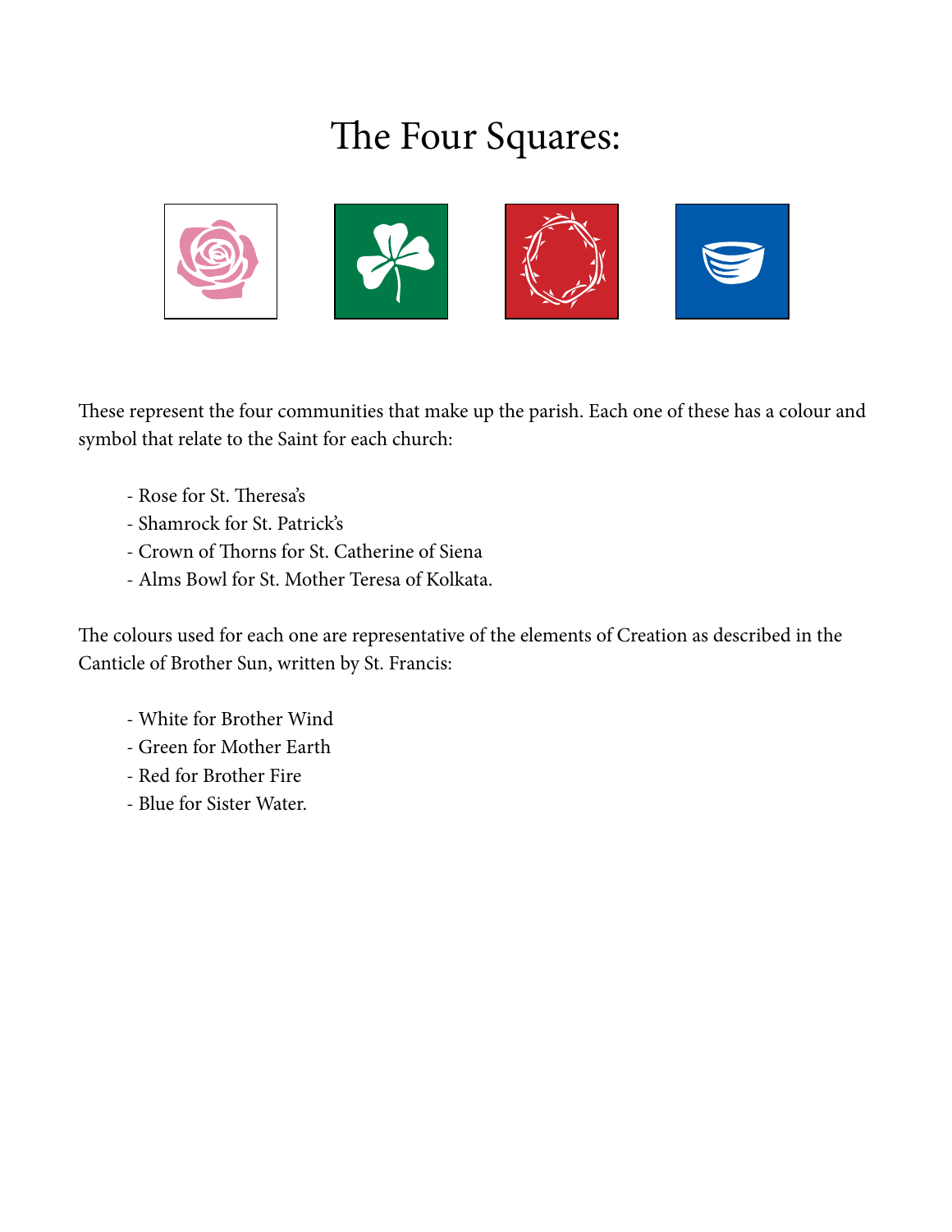# The Four Squares:

These represent the four communities that make up the parish. Each one of these has a colour and symbol that relate to the Saint for each church:

- Rose for St. Theresa's
- Shamrock for St. Patrick's
- Crown of Thorns for St. Catherine of Siena
- Alms Bowl for St. Mother Teresa of Kolkata.

The colours used for each one are representative of the elements of Creation as described in the Canticle of Brother Sun, written by St. Francis:

- White for Brother Wind
- Green for Mother Earth
- Red for Brother Fire
- Blue for Sister Water.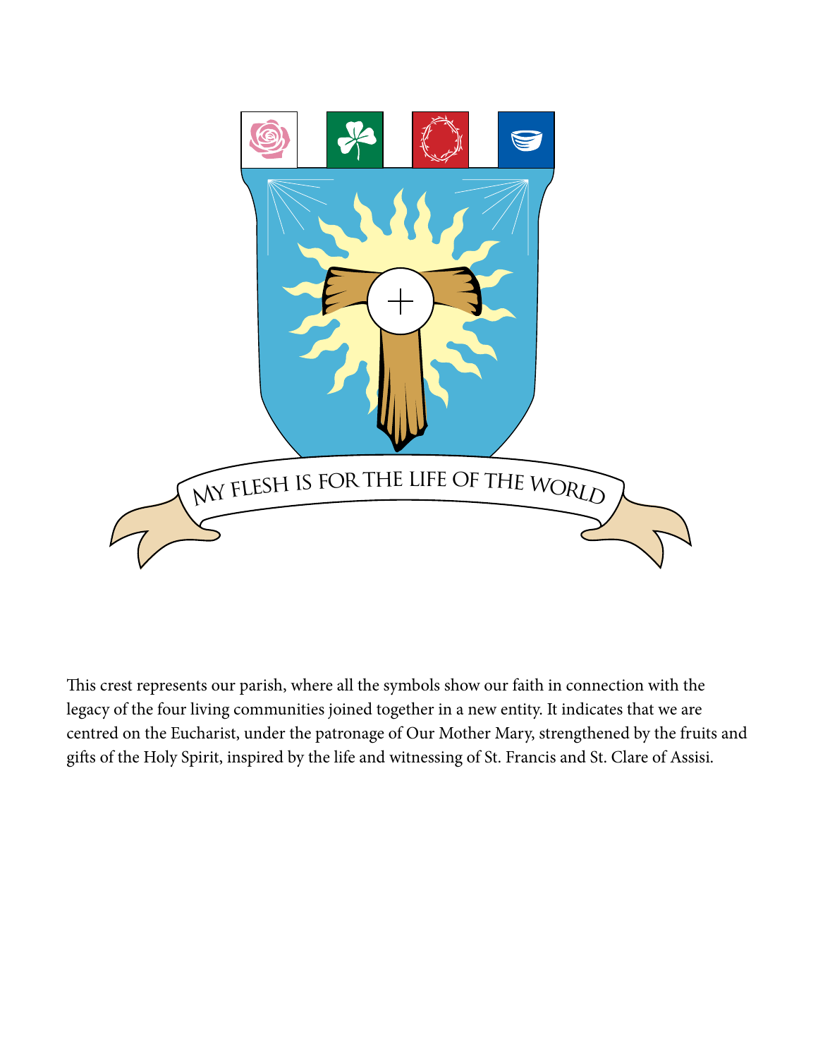MY FLESH IS FOR THE LIFE OF THE WORLD

This crest represents our parish, where all the symbols show our faith in connection with the legacy of the four living communities joined together in a new entity. It indicates that we are centred on the Eucharist, under the patronage of Our Mother Mary, strengthened by the fruits and gifts of the Holy Spirit, inspired by the life and witnessing of St. Francis and St. Clare of Assisi.